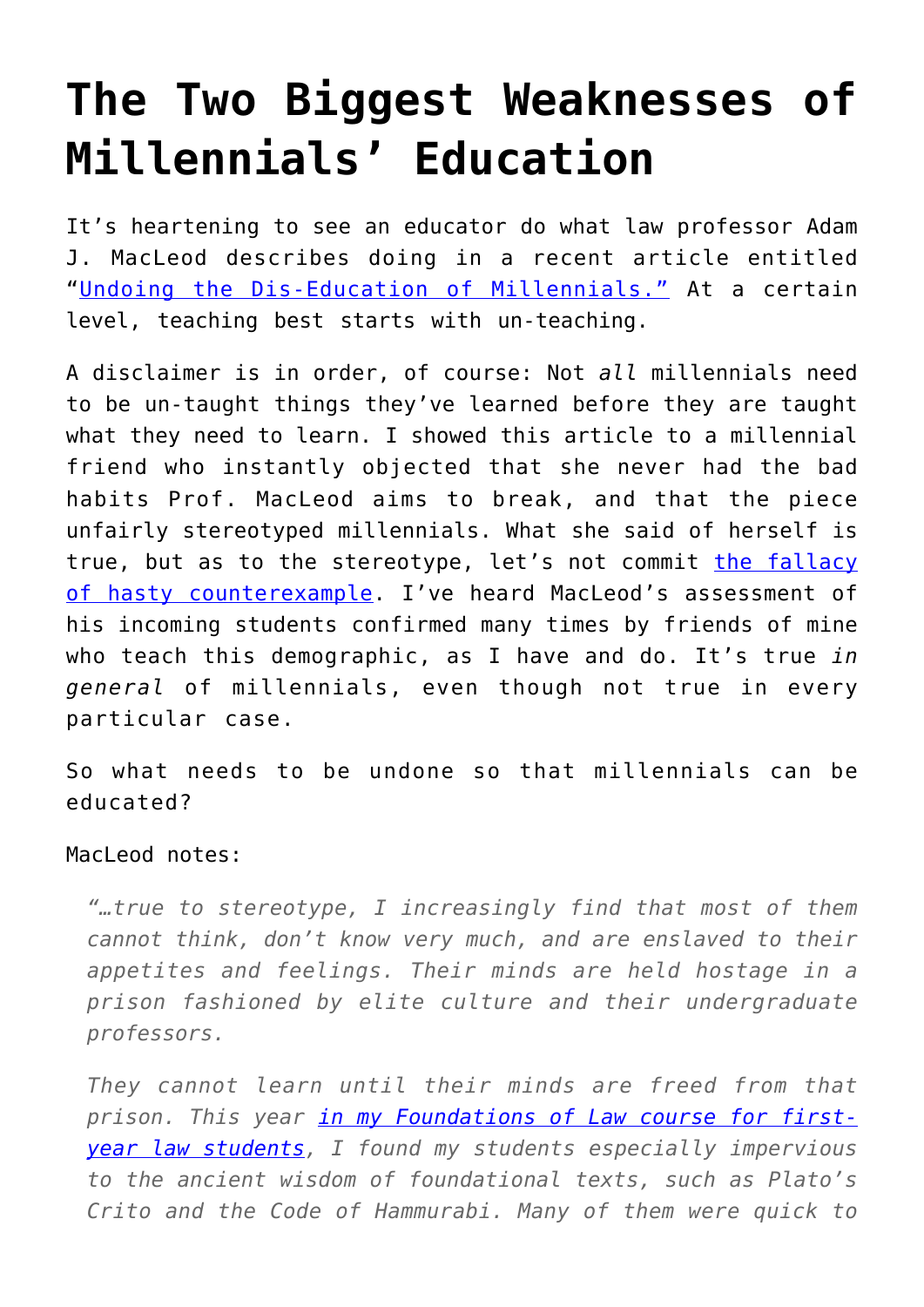# The Two Biggest Weaknesses of Millennials' Education

It's heartening to see an educator do what law professor Adam J. MacLeod describes doing in a recent article entitled "[Undoing the Dis-Education of Millennials."](#) At a certain level, teaching best starts with un-teaching.

A disclaimer is in order, of course: Not *all* millennials need to be un-taught things they've learned before they are taught what they need to learn. I showed this article to a millennial friend who instantly objected that she never had the bad habits Prof. MacLeod aims to break, and that the piece unfairly stereotyped millennials. What she said of herself is true, but as to the stereotype, let's not commit [the fallacy of hasty counterexample](#). I've heard MacLeod's assessment of his incoming students confirmed many times by friends of mine who teach this demographic, as I have and do. It's true *in general* of millennials, even though not true in every particular case.

So what needs to be undone so that millennials can be educated?

MacLeod notes:

> *"…true to stereotype, I increasingly find that most of them cannot think, don't know very much, and are enslaved to their appetites and feelings. Their minds are held hostage in a prison fashioned by elite culture and their undergraduate professors.*
>
> *They cannot learn until their minds are freed from that prison. This year [in my Foundations of Law course for first-year law students](#), I found my students especially impervious to the ancient wisdom of foundational texts, such as Plato's Crito and the Code of Hammurabi. Many of them were quick to*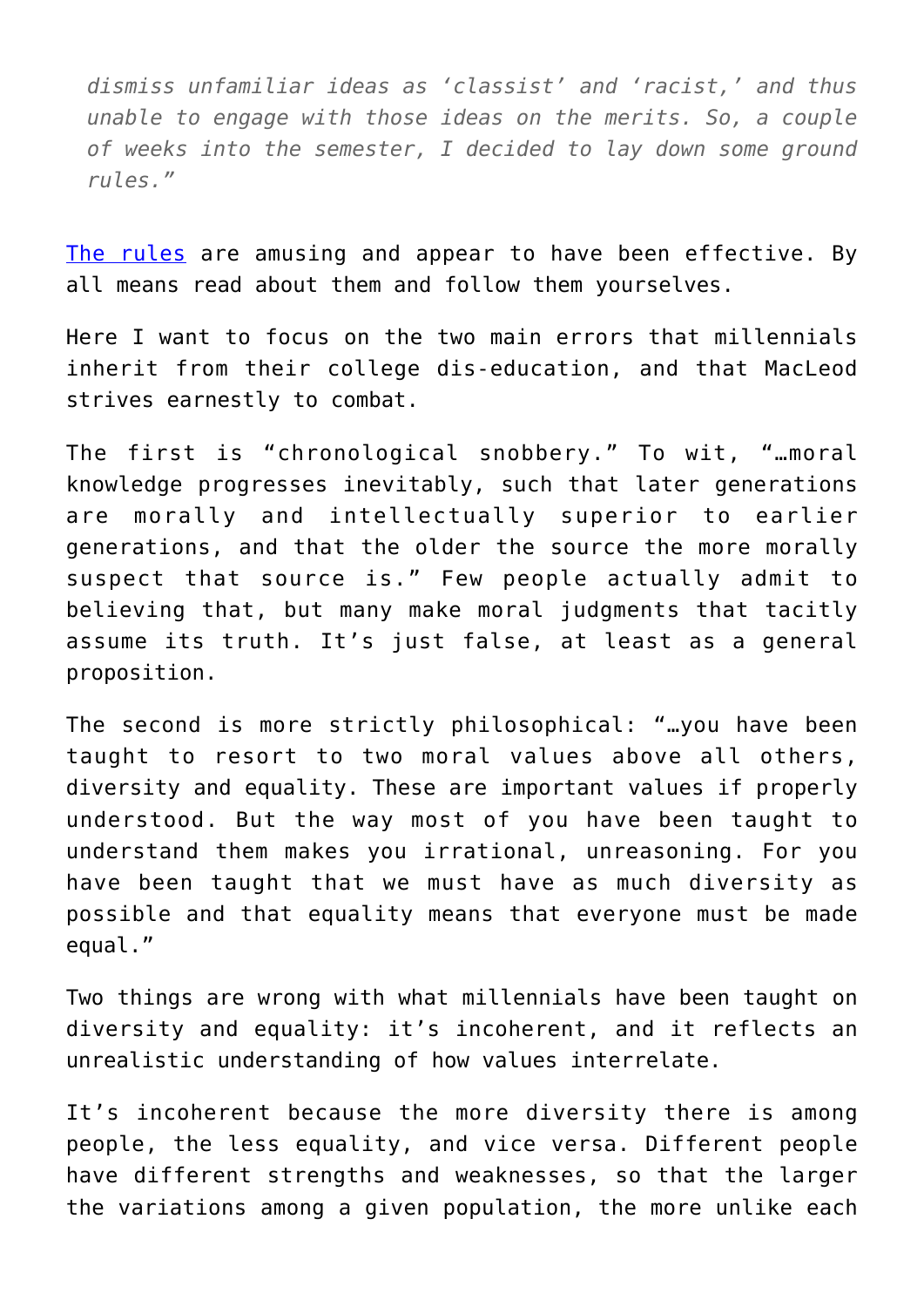*dismiss unfamiliar ideas as 'classist' and 'racist,' and thus unable to engage with those ideas on the merits. So, a couple of weeks into the semester, I decided to lay down some ground rules."*

[The rules](#) are amusing and appear to have been effective. By all means read about them and follow them yourselves.

Here I want to focus on the two main errors that millennials inherit from their college dis-education, and that MacLeod strives earnestly to combat.

The first is "chronological snobbery." To wit, "…moral knowledge progresses inevitably, such that later generations are morally and intellectually superior to earlier generations, and that the older the source the more morally suspect that source is." Few people actually admit to believing that, but many make moral judgments that tacitly assume its truth. It's just false, at least as a general proposition.

The second is more strictly philosophical: "…you have been taught to resort to two moral values above all others, diversity and equality. These are important values if properly understood. But the way most of you have been taught to understand them makes you irrational, unreasoning. For you have been taught that we must have as much diversity as possible and that equality means that everyone must be made equal."

Two things are wrong with what millennials have been taught on diversity and equality: it's incoherent, and it reflects an unrealistic understanding of how values interrelate.

It's incoherent because the more diversity there is among people, the less equality, and vice versa. Different people have different strengths and weaknesses, so that the larger the variations among a given population, the more unlike each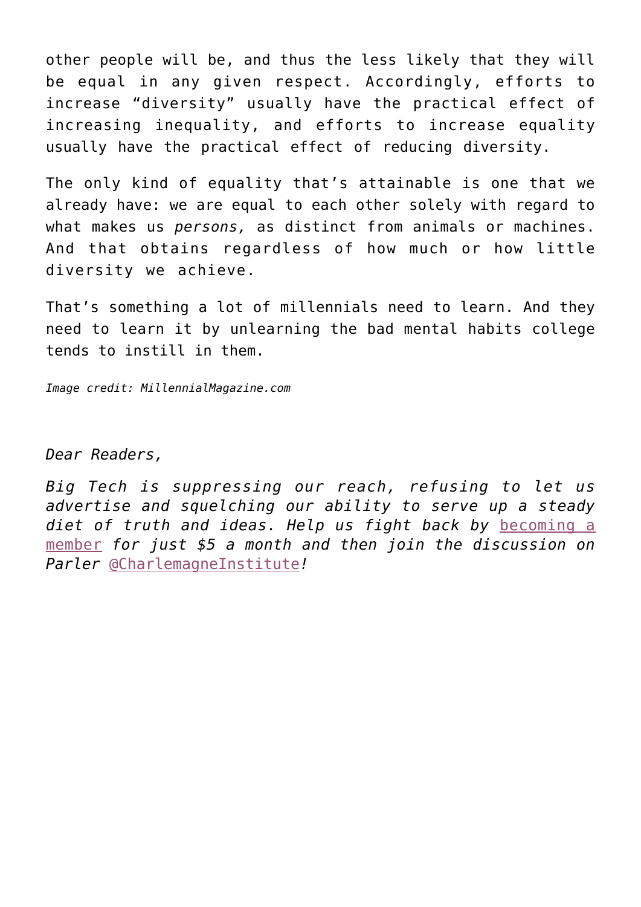other people will be, and thus the less likely that they will be equal in any given respect. Accordingly, efforts to increase "diversity" usually have the practical effect of increasing inequality, and efforts to increase equality usually have the practical effect of reducing diversity.

The only kind of equality that's attainable is one that we already have: we are equal to each other solely with regard to what makes us *persons,* as distinct from animals or machines. And that obtains regardless of how much or how little diversity we achieve.

That's something a lot of millennials need to learn. And they need to learn it by unlearning the bad mental habits college tends to instill in them.

*Image credit: MillennialMagazine.com*

*Dear Readers,*

*Big Tech is suppressing our reach, refusing to let us advertise and squelching our ability to serve up a steady diet of truth and ideas. Help us fight back by* [becoming a member](#) *for just $5 a month and then join the discussion on Parler* [@CharlemagneInstitute](#)*!*